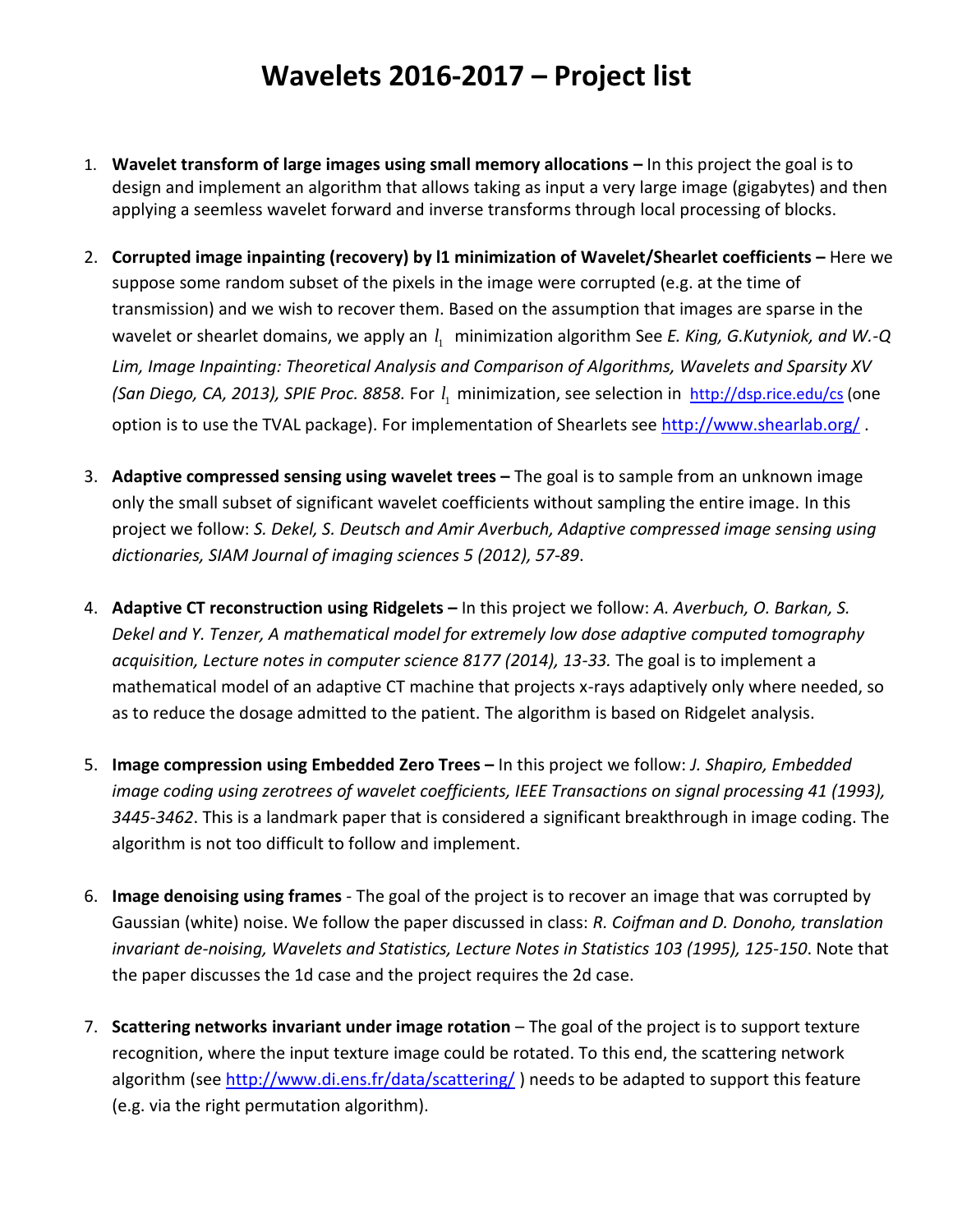# Wavelets 2016-2017 – Project list

1. **Wavelet transform of large images using small memory allocations –** In this project the goal is to design and implement an algorithm that allows taking as input a very large image (gigabytes) and then applying a seemless wavelet forward and inverse transforms through local processing of blocks.

2. **Corrupted image inpainting (recovery) by l1 minimization of Wavelet/Shearlet coefficients –** Here we suppose some random subset of the pixels in the image were corrupted (e.g. at the time of transmission) and we wish to recover them. Based on the assumption that images are sparse in the wavelet or shearlet domains, we apply an $l_1$ minimization algorithm See *E. King, G.Kutyniok, and W.-Q Lim, Image Inpainting: Theoretical Analysis and Comparison of Algorithms, Wavelets and Sparsity XV (San Diego, CA, 2013), SPIE Proc. 8858.* For $l_1$ minimization, see selection in http://dsp.rice.edu/cs (one option is to use the TVAL package). For implementation of Shearlets see http://www.shearlab.org/ .

3. **Adaptive compressed sensing using wavelet trees –** The goal is to sample from an unknown image only the small subset of significant wavelet coefficients without sampling the entire image. In this project we follow: *S. Dekel, S. Deutsch and Amir Averbuch, Adaptive compressed image sensing using dictionaries, SIAM Journal of imaging sciences 5 (2012), 57-89*.

4. **Adaptive CT reconstruction using Ridgelets –** In this project we follow: *A. Averbuch, O. Barkan, S. Dekel and Y. Tenzer, A mathematical model for extremely low dose adaptive computed tomography acquisition, Lecture notes in computer science 8177 (2014), 13-33.* The goal is to implement a mathematical model of an adaptive CT machine that projects x-rays adaptively only where needed, so as to reduce the dosage admitted to the patient. The algorithm is based on Ridgelet analysis.

5. **Image compression using Embedded Zero Trees –** In this project we follow: *J. Shapiro, Embedded image coding using zerotrees of wavelet coefficients, IEEE Transactions on signal processing 41 (1993), 3445-3462*. This is a landmark paper that is considered a significant breakthrough in image coding. The algorithm is not too difficult to follow and implement.

6. **Image denoising using frames** - The goal of the project is to recover an image that was corrupted by Gaussian (white) noise. We follow the paper discussed in class: *R. Coifman and D. Donoho, translation invariant de-noising, Wavelets and Statistics, Lecture Notes in Statistics 103 (1995), 125-150*. Note that the paper discusses the 1d case and the project requires the 2d case.

7. **Scattering networks invariant under image rotation** – The goal of the project is to support texture recognition, where the input texture image could be rotated. To this end, the scattering network algorithm (see http://www.di.ens.fr/data/scattering/ ) needs to be adapted to support this feature (e.g. via the right permutation algorithm).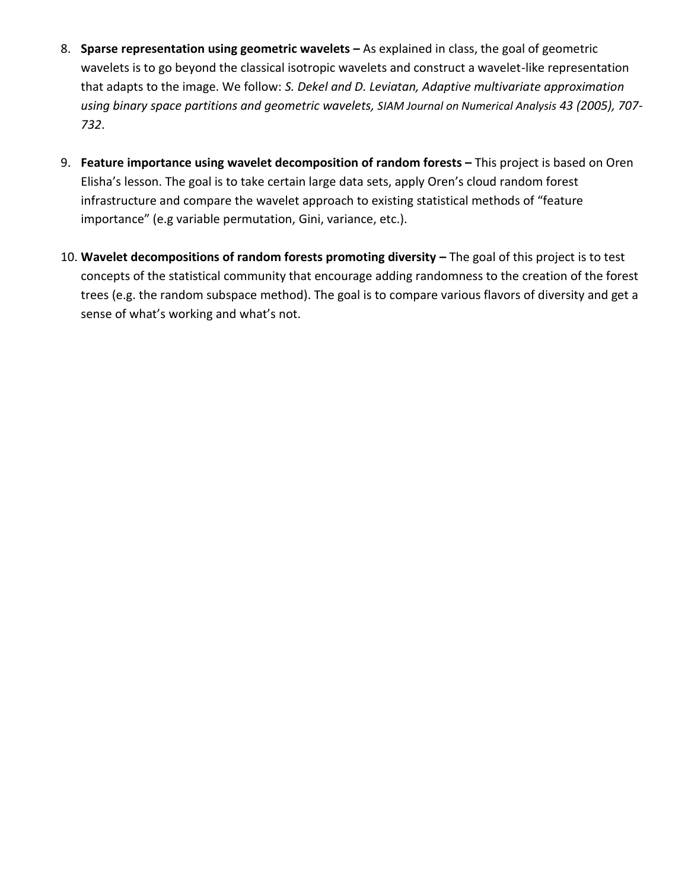8. **Sparse representation using geometric wavelets –** As explained in class, the goal of geometric wavelets is to go beyond the classical isotropic wavelets and construct a wavelet-like representation that adapts to the image. We follow: *S. Dekel and D. Leviatan, Adaptive multivariate approximation using binary space partitions and geometric wavelets, SIAM Journal on Numerical Analysis 43 (2005), 707-732*.

9. **Feature importance using wavelet decomposition of random forests –** This project is based on Oren Elisha's lesson. The goal is to take certain large data sets, apply Oren's cloud random forest infrastructure and compare the wavelet approach to existing statistical methods of "feature importance" (e.g variable permutation, Gini, variance, etc.).

10. **Wavelet decompositions of random forests promoting diversity –** The goal of this project is to test concepts of the statistical community that encourage adding randomness to the creation of the forest trees (e.g. the random subspace method). The goal is to compare various flavors of diversity and get a sense of what's working and what's not.